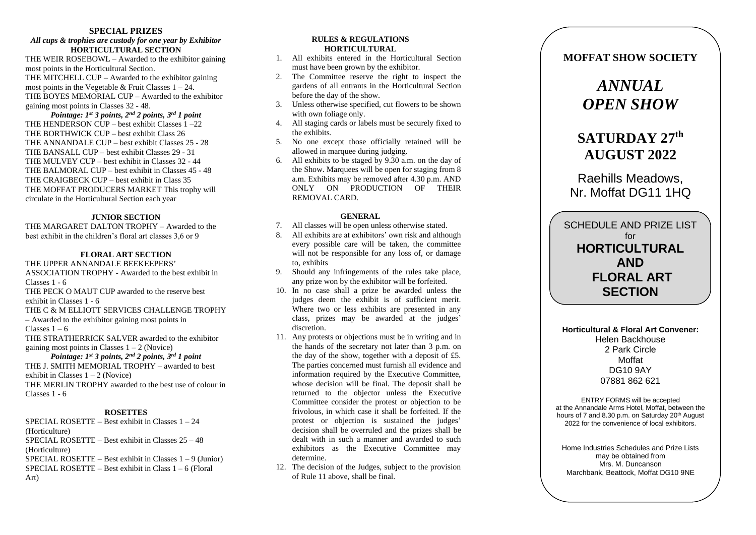## SPECIAL PRIZES

***All cups & trophies are custody for one year by Exhibitor***

### HORTICULTURAL SECTION

THE WEIR ROSEBOWL – Awarded to the exhibitor gaining most points in the Horticultural Section.

THE MITCHELL CUP – Awarded to the exhibitor gaining most points in the Vegetable & Fruit Classes 1 – 24.

THE BOYES MEMORIAL CUP – Awarded to the exhibitor gaining most points in Classes 32 - 48.

***Pointage: 1st 3 points, 2nd 2 points, 3rd 1 point***

THE HENDERSON CUP – best exhibit Classes 1 –22

THE BORTHWICK CUP – best exhibit Class 26

THE ANNANDALE CUP – best exhibit Classes 25 - 28

THE BANSALL CUP – best exhibit Classes 29 - 31

THE MULVEY CUP – best exhibit in Classes 32 - 44

THE BALMORAL CUP – best exhibit in Classes 45 - 48

THE CRAIGBECK CUP – best exhibit in Class 35

THE MOFFAT PRODUCERS MARKET This trophy will circulate in the Horticultural Section each year

### JUNIOR SECTION

THE MARGARET DALTON TROPHY – Awarded to the best exhibit in the children's floral art classes 3,6 or 9

### FLORAL ART SECTION

THE UPPER ANNANDALE BEEKEEPERS' ASSOCIATION TROPHY - Awarded to the best exhibit in Classes 1 - 6

THE PECK O MAUT CUP awarded to the reserve best exhibit in Classes 1 - 6

THE C & M ELLIOTT SERVICES CHALLENGE TROPHY – Awarded to the exhibitor gaining most points in Classes 1 – 6

THE STRATHERRICK SALVER awarded to the exhibitor gaining most points in Classes 1 – 2 (Novice)

***Pointage: 1st 3 points, 2nd 2 points, 3rd 1 point***

THE J. SMITH MEMORIAL TROPHY – awarded to best exhibit in Classes 1 – 2 (Novice)

THE MERLIN TROPHY awarded to the best use of colour in Classes 1 - 6

### ROSETTES

SPECIAL ROSETTE – Best exhibit in Classes 1 – 24 (Horticulture)

SPECIAL ROSETTE – Best exhibit in Classes 25 – 48 (Horticulture)

SPECIAL ROSETTE – Best exhibit in Classes 1 – 9 (Junior)

SPECIAL ROSETTE – Best exhibit in Class 1 – 6 (Floral Art)

## RULES & REGULATIONS

### HORTICULTURAL

1. All exhibits entered in the Horticultural Section must have been grown by the exhibitor.
2. The Committee reserve the right to inspect the gardens of all entrants in the Horticultural Section before the day of the show.
3. Unless otherwise specified, cut flowers to be shown with own foliage only.
4. All staging cards or labels must be securely fixed to the exhibits.
5. No one except those officially retained will be allowed in marquee during judging.
6. All exhibits to be staged by 9.30 a.m. on the day of the Show. Marquees will be open for staging from 8 a.m. Exhibits may be removed after 4.30 p.m. AND ONLY ON PRODUCTION OF THEIR REMOVAL CARD.

### GENERAL

7. All classes will be open unless otherwise stated.
8. All exhibits are at exhibitors' own risk and although every possible care will be taken, the committee will not be responsible for any loss of, or damage to, exhibits
9. Should any infringements of the rules take place, any prize won by the exhibitor will be forfeited.
10. In no case shall a prize be awarded unless the judges deem the exhibit is of sufficient merit. Where two or less exhibits are presented in any class, prizes may be awarded at the judges' discretion.
11. Any protests or objections must be in writing and in the hands of the secretary not later than 3 p.m. on the day of the show, together with a deposit of £5. The parties concerned must furnish all evidence and information required by the Executive Committee, whose decision will be final. The deposit shall be returned to the objector unless the Executive Committee consider the protest or objection to be frivolous, in which case it shall be forfeited. If the protest or objection is sustained the judges' decision shall be overruled and the prizes shall be dealt with in such a manner and awarded to such exhibitors as the Executive Committee may determine.
12. The decision of the Judges, subject to the provision of Rule 11 above, shall be final.

## MOFFAT SHOW SOCIETY

# *ANNUAL OPEN SHOW*

## SATURDAY 27th AUGUST 2022

Raehills Meadows,
Nr. Moffat DG11 1HQ

SCHEDULE AND PRIZE LIST
for
**HORTICULTURAL AND FLORAL ART SECTION**

**Horticultural & Floral Art Convener:**
Helen Backhouse
2 Park Circle
Moffat
DG10 9AY
07881 862 621

ENTRY FORMS will be accepted at the Annandale Arms Hotel, Moffat, between the hours of 7 and 8.30 p.m. on Saturday 20th August 2022 for the convenience of local exhibitors.

Home Industries Schedules and Prize Lists may be obtained from
Mrs. M. Duncanson
Marchbank, Beattock, Moffat DG10 9NE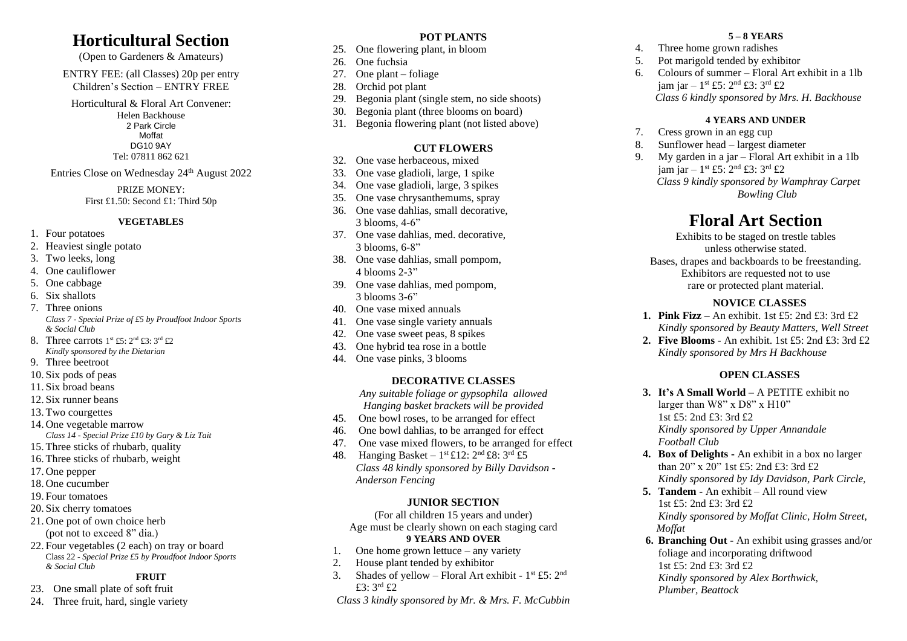# Horticultural Section

(Open to Gardeners & Amateurs)

ENTRY FEE: (all Classes) 20p per entry
Children's Section – ENTRY FREE

Horticultural & Floral Art Convener:
Helen Backhouse
2 Park Circle
Moffat
DG10 9AY
Tel: 07811 862 621

Entries Close on Wednesday 24th August 2022

PRIZE MONEY:
First £1.50: Second £1: Third 50p

### VEGETABLES

1. Four potatoes
2. Heaviest single potato
3. Two leeks, long
4. One cauliflower
5. One cabbage
6. Six shallots
7. Three onions
   *Class 7 - Special Prize of £5 by Proudfoot Indoor Sports & Social Club*
8. Three carrots 1st £5: 2nd £3: 3rd £2
   *Kindly sponsored by the Dietarian*
9. Three beetroot
10. Six pods of peas
11. Six broad beans
12. Six runner beans
13. Two courgettes
14. One vegetable marrow
    *Class 14 - Special Prize £10 by Gary & Liz Tait*
15. Three sticks of rhubarb, quality
16. Three sticks of rhubarb, weight
17. One pepper
18. One cucumber
19. Four tomatoes
20. Six cherry tomatoes
21. One pot of own choice herb (pot not to exceed 8" dia.)
22. Four vegetables (2 each) on tray or board
    Class 22 - *Special Prize £5 by Proudfoot Indoor Sports & Social Club*

### FRUIT

23. One small plate of soft fruit
24. Three fruit, hard, single variety

### POT PLANTS

25. One flowering plant, in bloom
26. One fuchsia
27. One plant – foliage
28. Orchid pot plant
29. Begonia plant (single stem, no side shoots)
30. Begonia plant (three blooms on board)
31. Begonia flowering plant (not listed above)

### CUT FLOWERS

32. One vase herbaceous, mixed
33. One vase gladioli, large, 1 spike
34. One vase gladioli, large, 3 spikes
35. One vase chrysanthemums, spray
36. One vase dahlias, small decorative, 3 blooms, 4-6"
37. One vase dahlias, med. decorative, 3 blooms, 6-8"
38. One vase dahlias, small pompom, 4 blooms 2-3"
39. One vase dahlias, med pompom, 3 blooms 3-6"
40. One vase mixed annuals
41. One vase single variety annuals
42. One vase sweet peas, 8 spikes
43. One hybrid tea rose in a bottle
44. One vase pinks, 3 blooms

### DECORATIVE CLASSES

*Any suitable foliage or gypsophila allowed*
*Hanging basket brackets will be provided*

45. One bowl roses, to be arranged for effect
46. One bowl dahlias, to be arranged for effect
47. One vase mixed flowers, to be arranged for effect
48. Hanging Basket – 1st £12: 2nd £8: 3rd £5
    *Class 48 kindly sponsored by Billy Davidson - Anderson Fencing*

### JUNIOR SECTION

(For all children 15 years and under)
Age must be clearly shown on each staging card

#### 9 YEARS AND OVER

1. One home grown lettuce – any variety
2. House plant tended by exhibitor
3. Shades of yellow – Floral Art exhibit - 1st £5: 2nd £3: 3rd £2

*Class 3 kindly sponsored by Mr. & Mrs. F. McCubbin*

#### 5 – 8 YEARS

4. Three home grown radishes
5. Pot marigold tended by exhibitor
6. Colours of summer – Floral Art exhibit in a 1lb jam jar – 1st £5: 2nd £3: 3rd £2
   *Class 6 kindly sponsored by Mrs. H. Backhouse*

#### 4 YEARS AND UNDER

7. Cress grown in an egg cup
8. Sunflower head – largest diameter
9. My garden in a jar – Floral Art exhibit in a 1lb jam jar – 1st £5: 2nd £3: 3rd £2
   *Class 9 kindly sponsored by Wamphray Carpet Bowling Club*

# Floral Art Section

Exhibits to be staged on trestle tables unless otherwise stated.
Bases, drapes and backboards to be freestanding.
Exhibitors are requested not to use rare or protected plant material.

### NOVICE CLASSES

1. **Pink Fizz –** An exhibit. 1st £5: 2nd £3: 3rd £2
   *Kindly sponsored by Beauty Matters, Well Street*
2. **Five Blooms** - An exhibit. 1st £5: 2nd £3: 3rd £2
   *Kindly sponsored by Mrs H Backhouse*

### OPEN CLASSES

3. **It's A Small World –** A PETITE exhibit no larger than W8" x D8" x H10"
   1st £5: 2nd £3: 3rd £2
   *Kindly sponsored by Upper Annandale Football Club*
4. **Box of Delights** - An exhibit in a box no larger than 20" x 20" 1st £5: 2nd £3: 3rd £2
   *Kindly sponsored by Idy Davidson, Park Circle,*
5. **Tandem** - An exhibit – All round view
   1st £5: 2nd £3: 3rd £2
   *Kindly sponsored by Moffat Clinic, Holm Street, Moffat*
6. **Branching Out** - An exhibit using grasses and/or foliage and incorporating driftwood
   1st £5: 2nd £3: 3rd £2
   *Kindly sponsored by Alex Borthwick, Plumber, Beattock*